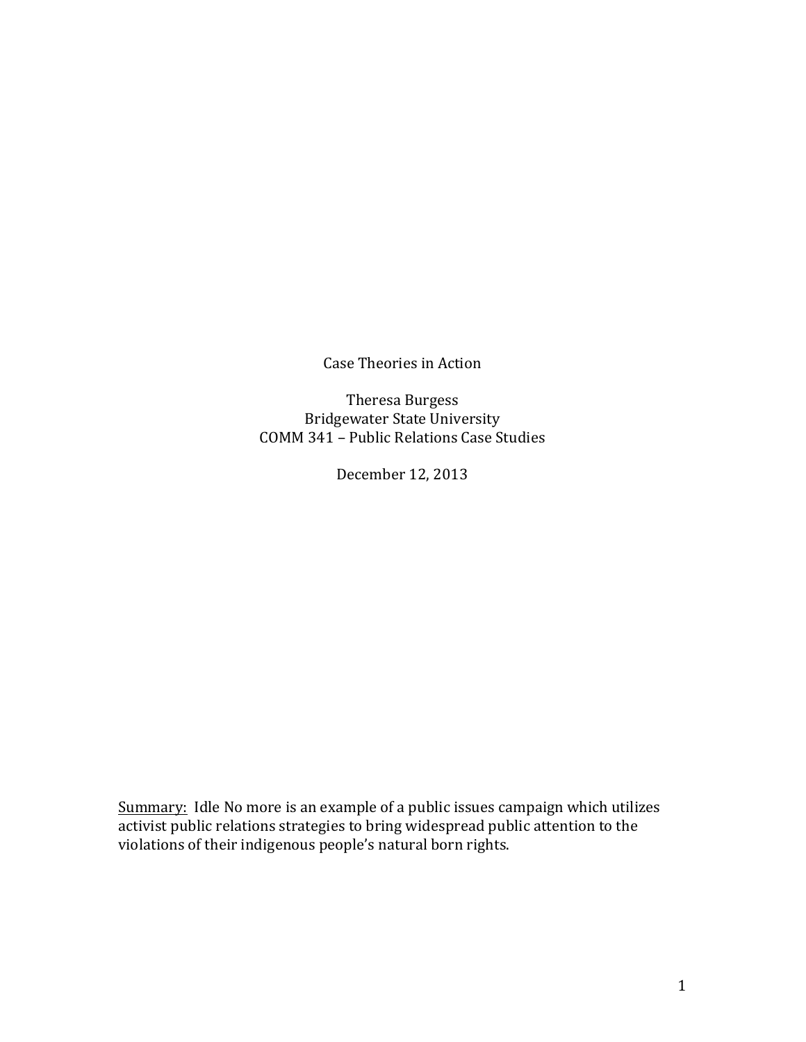Case Theories in Action

Theresa Burgess
Bridgewater State University
COMM 341 – Public Relations Case Studies

December 12, 2013

<u>Summary:</u> Idle No more is an example of a public issues campaign which utilizes activist public relations strategies to bring widespread public attention to the violations of their indigenous people's natural born rights.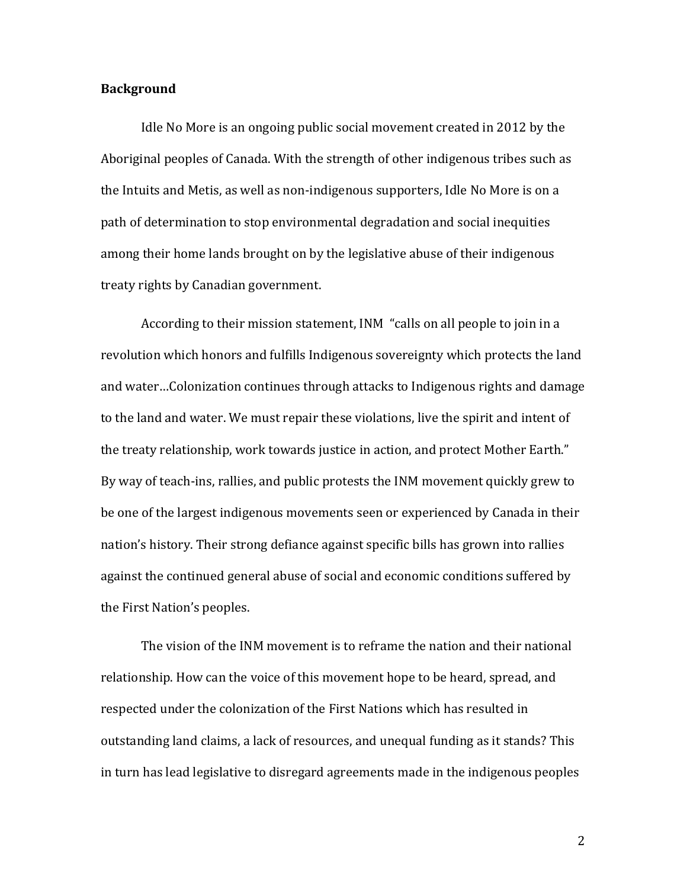**Background**

Idle No More is an ongoing public social movement created in 2012 by the Aboriginal peoples of Canada. With the strength of other indigenous tribes such as the Intuits and Metis, as well as non-indigenous supporters, Idle No More is on a path of determination to stop environmental degradation and social inequities among their home lands brought on by the legislative abuse of their indigenous treaty rights by Canadian government.

According to their mission statement, INM "calls on all people to join in a revolution which honors and fulfills Indigenous sovereignty which protects the land and water…Colonization continues through attacks to Indigenous rights and damage to the land and water. We must repair these violations, live the spirit and intent of the treaty relationship, work towards justice in action, and protect Mother Earth." By way of teach-ins, rallies, and public protests the INM movement quickly grew to be one of the largest indigenous movements seen or experienced by Canada in their nation's history. Their strong defiance against specific bills has grown into rallies against the continued general abuse of social and economic conditions suffered by the First Nation's peoples.

The vision of the INM movement is to reframe the nation and their national relationship. How can the voice of this movement hope to be heard, spread, and respected under the colonization of the First Nations which has resulted in outstanding land claims, a lack of resources, and unequal funding as it stands? This in turn has lead legislative to disregard agreements made in the indigenous peoples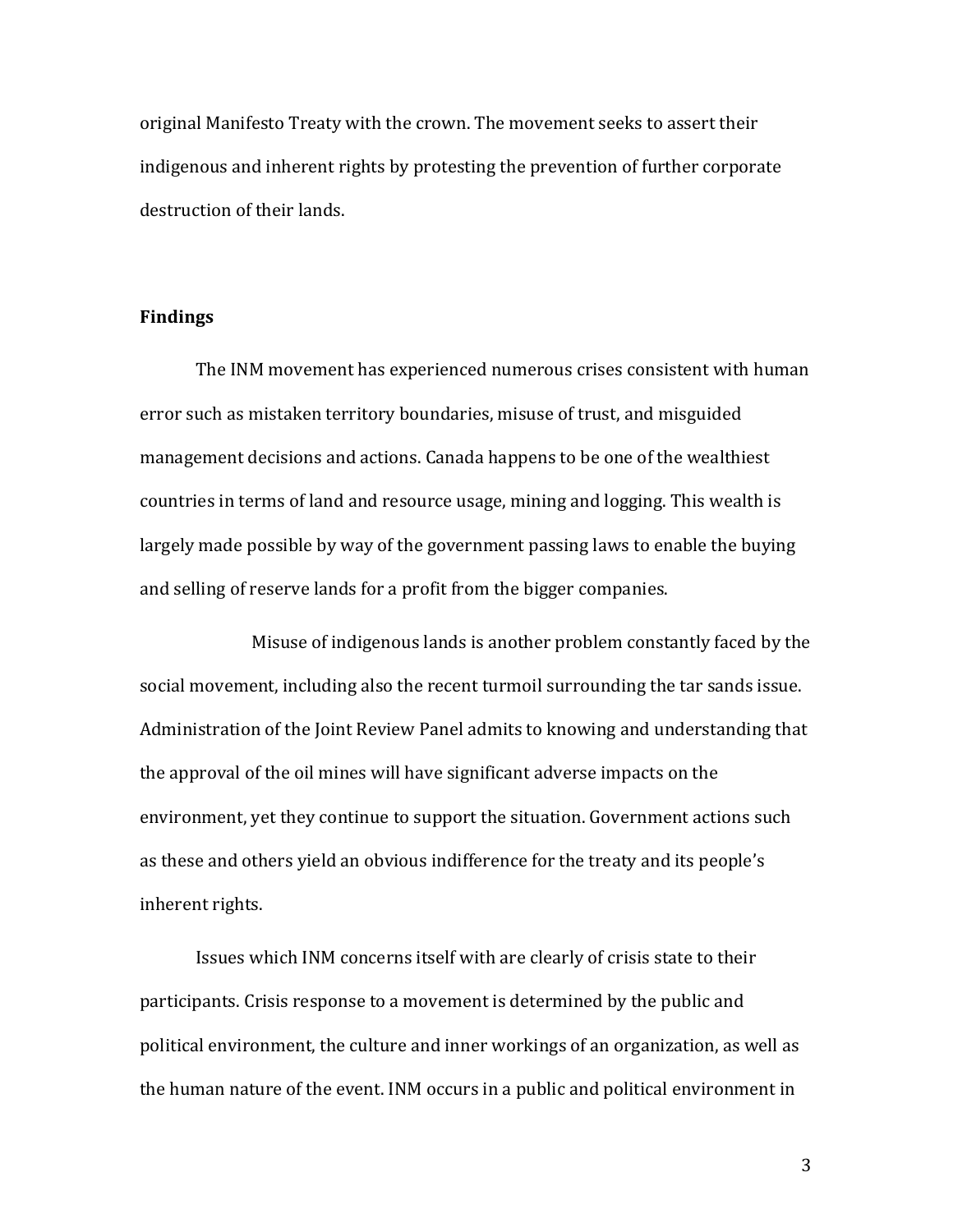original Manifesto Treaty with the crown. The movement seeks to assert their indigenous and inherent rights by protesting the prevention of further corporate destruction of their lands.

## Findings

The INM movement has experienced numerous crises consistent with human error such as mistaken territory boundaries, misuse of trust, and misguided management decisions and actions. Canada happens to be one of the wealthiest countries in terms of land and resource usage, mining and logging. This wealth is largely made possible by way of the government passing laws to enable the buying and selling of reserve lands for a profit from the bigger companies.

Misuse of indigenous lands is another problem constantly faced by the social movement, including also the recent turmoil surrounding the tar sands issue. Administration of the Joint Review Panel admits to knowing and understanding that the approval of the oil mines will have significant adverse impacts on the environment, yet they continue to support the situation. Government actions such as these and others yield an obvious indifference for the treaty and its people's inherent rights.

Issues which INM concerns itself with are clearly of crisis state to their participants. Crisis response to a movement is determined by the public and political environment, the culture and inner workings of an organization, as well as the human nature of the event. INM occurs in a public and political environment in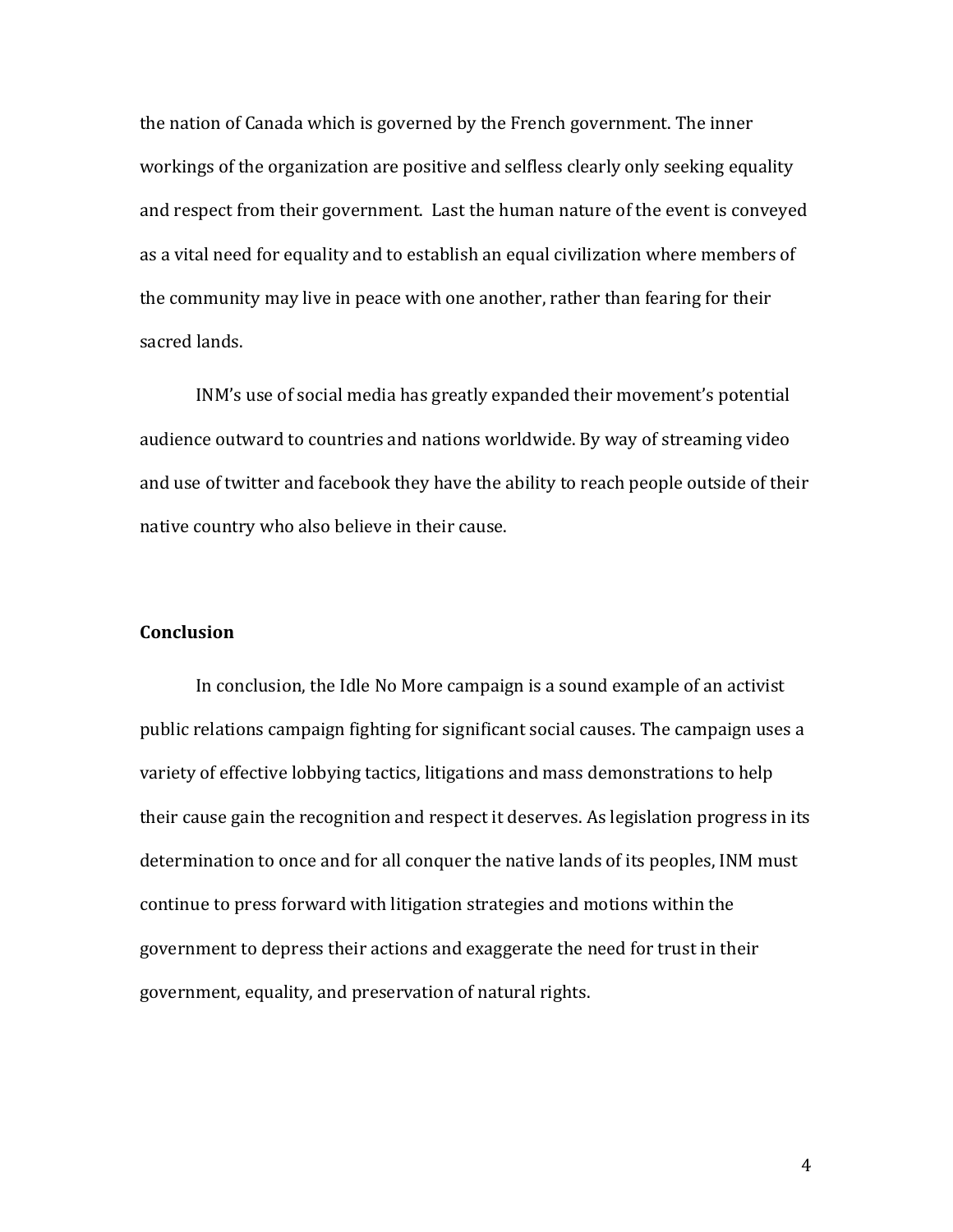the nation of Canada which is governed by the French government. The inner workings of the organization are positive and selfless clearly only seeking equality and respect from their government. Last the human nature of the event is conveyed as a vital need for equality and to establish an equal civilization where members of the community may live in peace with one another, rather than fearing for their sacred lands.

INM's use of social media has greatly expanded their movement's potential audience outward to countries and nations worldwide. By way of streaming video and use of twitter and facebook they have the ability to reach people outside of their native country who also believe in their cause.

**Conclusion**

In conclusion, the Idle No More campaign is a sound example of an activist public relations campaign fighting for significant social causes. The campaign uses a variety of effective lobbying tactics, litigations and mass demonstrations to help their cause gain the recognition and respect it deserves. As legislation progress in its determination to once and for all conquer the native lands of its peoples, INM must continue to press forward with litigation strategies and motions within the government to depress their actions and exaggerate the need for trust in their government, equality, and preservation of natural rights.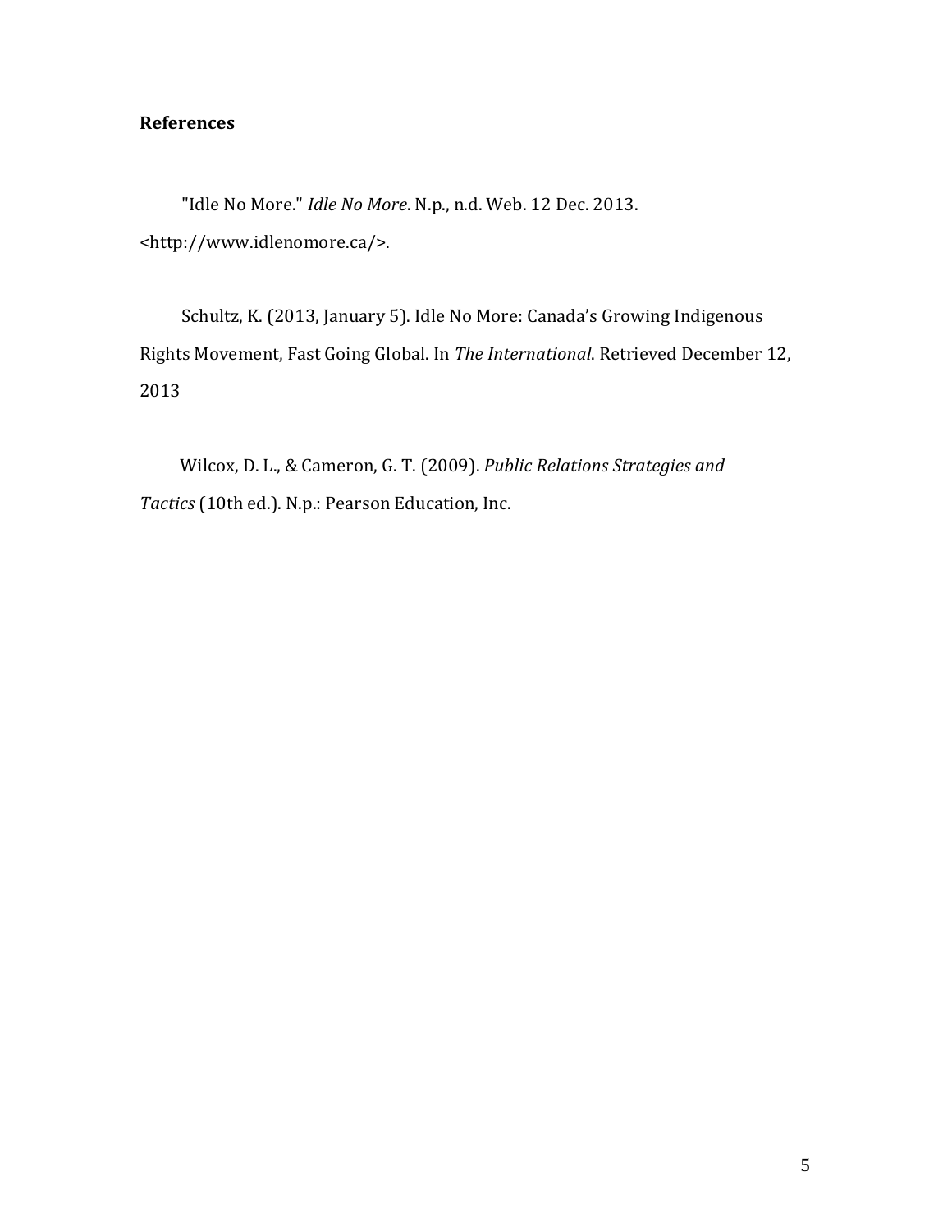**References**

"Idle No More." *Idle No More*. N.p., n.d. Web. 12 Dec. 2013. <http://www.idlenomore.ca/>.

Schultz, K. (2013, January 5). Idle No More: Canada's Growing Indigenous Rights Movement, Fast Going Global. In *The International*. Retrieved December 12, 2013

Wilcox, D. L., & Cameron, G. T. (2009). *Public Relations Strategies and Tactics* (10th ed.). N.p.: Pearson Education, Inc.